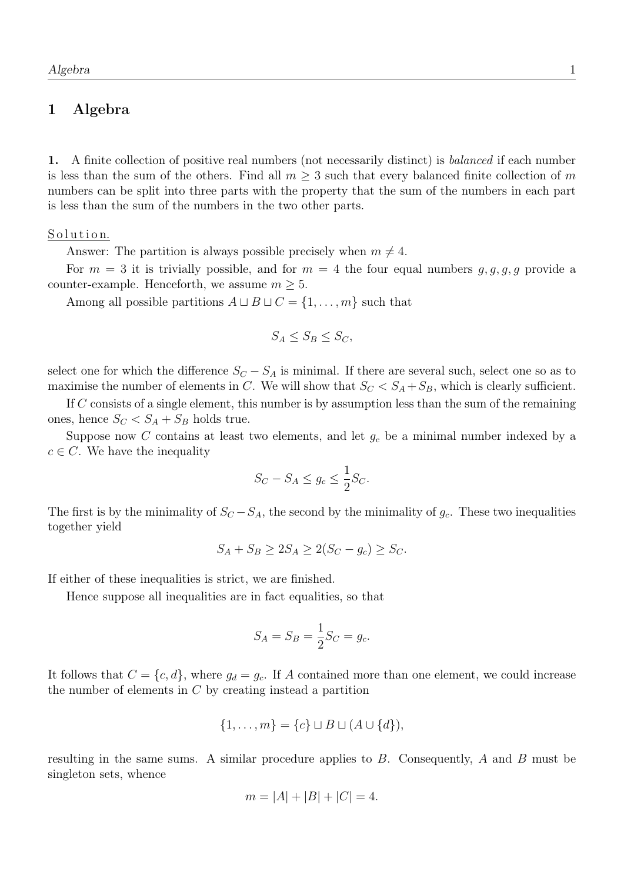# 1 Algebra

**1.** A finite collection of positive real numbers (not necessarily distinct) is *balanced* if each number is less than the sum of the others. Find all $m \geq 3$ such that every balanced finite collection of $m$ numbers can be split into three parts with the property that the sum of the numbers in each part is less than the sum of the numbers in the two other parts.

Solution.

Answer: The partition is always possible precisely when $m \neq 4$.

For $m = 3$ it is trivially possible, and for $m = 4$ the four equal numbers $g, g, g, g$ provide a counter-example. Henceforth, we assume $m \geq 5$.

Among all possible partitions $A \sqcup B \sqcup C = \{1, \ldots, m\}$ such that

$$S_A \leq S_B \leq S_C,$$

select one for which the difference $S_C - S_A$ is minimal. If there are several such, select one so as to maximise the number of elements in $C$. We will show that $S_C < S_A + S_B$, which is clearly sufficient.

If $C$ consists of a single element, this number is by assumption less than the sum of the remaining ones, hence $S_C < S_A + S_B$ holds true.

Suppose now $C$ contains at least two elements, and let $g_c$ be a minimal number indexed by a $c \in C$. We have the inequality

$$S_C - S_A \leq g_c \leq \frac{1}{2} S_C.$$

The first is by the minimality of $S_C - S_A$, the second by the minimality of $g_c$. These two inequalities together yield

$$S_A + S_B \geq 2S_A \geq 2(S_C - g_c) \geq S_C.$$

If either of these inequalities is strict, we are finished.

Hence suppose all inequalities are in fact equalities, so that

$$S_A = S_B = \frac{1}{2} S_C = g_c.$$

It follows that $C = \{c, d\}$, where $g_d = g_c$. If $A$ contained more than one element, we could increase the number of elements in $C$ by creating instead a partition

$$\{1, \ldots, m\} = \{c\} \sqcup B \sqcup (A \cup \{d\}),$$

resulting in the same sums. A similar procedure applies to $B$. Consequently, $A$ and $B$ must be singleton sets, whence

$$m = |A| + |B| + |C| = 4.$$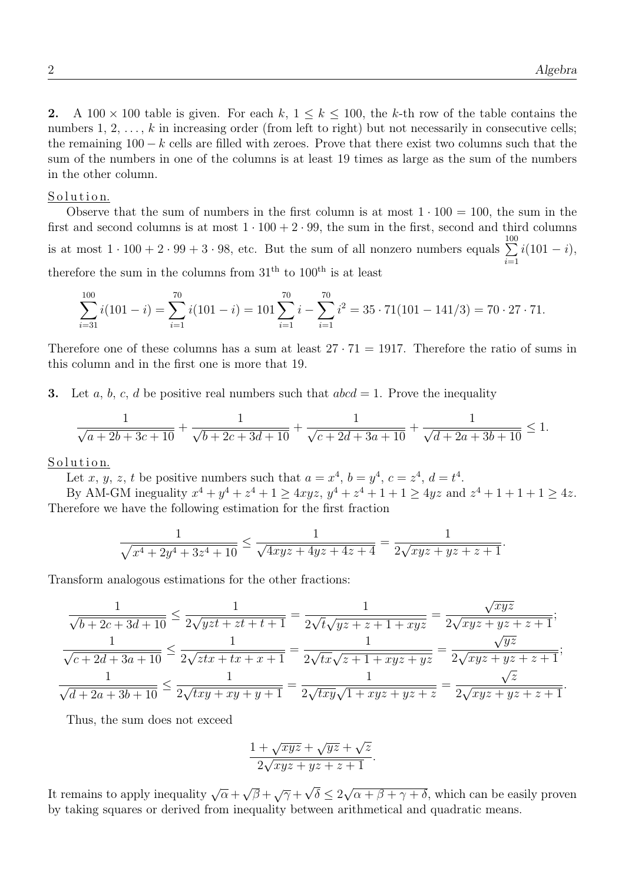**2.** A $100 \times 100$ table is given. For each $k$, $1 \le k \le 100$, the $k$-th row of the table contains the numbers $1, 2, \ldots, k$ in increasing order (from left to right) but not necessarily in consecutive cells; the remaining $100 - k$ cells are filled with zeroes. Prove that there exist two columns such that the sum of the numbers in one of the columns is at least 19 times as large as the sum of the numbers in the other column.

Solution.

Observe that the sum of numbers in the first column is at most $1 \cdot 100 = 100$, the sum in the first and second columns is at most $1 \cdot 100 + 2 \cdot 99$, the sum in the first, second and third columns is at most $1 \cdot 100 + 2 \cdot 99 + 3 \cdot 98$, etc. But the sum of all nonzero numbers equals $\sum\limits_{i=1}^{100} i(101-i)$, therefore the sum in the columns from $31^{\text{th}}$ to $100^{\text{th}}$ is at least

$$\sum_{i=31}^{100} i(101-i) = \sum_{i=1}^{70} i(101-i) = 101 \sum_{i=1}^{70} i - \sum_{i=1}^{70} i^2 = 35 \cdot 71(101 - 141/3) = 70 \cdot 27 \cdot 71.$$

Therefore one of these columns has a sum at least $27 \cdot 71 = 1917$. Therefore the ratio of sums in this column and in the first one is more that 19.

**3.** Let $a$, $b$, $c$, $d$ be positive real numbers such that $abcd = 1$. Prove the inequality

$$\frac{1}{\sqrt{a+2b+3c+10}} + \frac{1}{\sqrt{b+2c+3d+10}} + \frac{1}{\sqrt{c+2d+3a+10}} + \frac{1}{\sqrt{d+2a+3b+10}} \le 1.$$

Solution.

Let $x$, $y$, $z$, $t$ be positive numbers such that $a = x^4$, $b = y^4$, $c = z^4$, $d = t^4$.

By AM-GM ineguality $x^4 + y^4 + z^4 + 1 \ge 4xyz$, $y^4 + z^4 + 1 + 1 \ge 4yz$ and $z^4 + 1 + 1 + 1 \ge 4z$. Therefore we have the following estimation for the first fraction

$$\frac{1}{\sqrt{x^4 + 2y^4 + 3z^4 + 10}} \le \frac{1}{\sqrt{4xyz + 4yz + 4z + 4}} = \frac{1}{2\sqrt{xyz + yz + z + 1}}.$$

Transform analogous estimations for the other fractions:

$$\frac{1}{\sqrt{b+2c+3d+10}} \le \frac{1}{2\sqrt{yzt + zt + t + 1}} = \frac{1}{2\sqrt{t}\sqrt{yz + z + 1 + xyz}} = \frac{\sqrt{xyz}}{2\sqrt{xyz + yz + z + 1}};$$

$$\frac{1}{\sqrt{c+2d+3a+10}} \le \frac{1}{2\sqrt{ztx + tx + x + 1}} = \frac{1}{2\sqrt{tx}\sqrt{z + 1 + xyz + yz}} = \frac{\sqrt{yz}}{2\sqrt{xyz + yz + z + 1}};$$

$$\frac{1}{\sqrt{d+2a+3b+10}} \le \frac{1}{2\sqrt{txy + xy + y + 1}} = \frac{1}{2\sqrt{txy}\sqrt{1 + xyz + yz + z}} = \frac{\sqrt{z}}{2\sqrt{xyz + yz + z + 1}}.$$

Thus, the sum does not exceed

$$\frac{1 + \sqrt{xyz} + \sqrt{yz} + \sqrt{z}}{2\sqrt{xyz + yz + z + 1}}.$$

It remains to apply inequality $\sqrt{\alpha} + \sqrt{\beta} + \sqrt{\gamma} + \sqrt{\delta} \le 2\sqrt{\alpha + \beta + \gamma + \delta}$, which can be easily proven by taking squares or derived from inequality between arithmetical and quadratic means.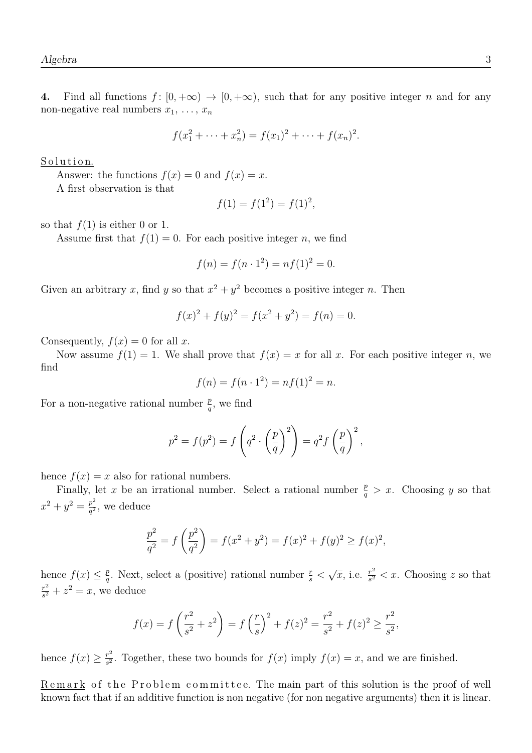**4.** Find all functions $f\colon [0,+\infty) \to [0,+\infty)$, such that for any positive integer $n$ and for any non-negative real numbers $x_1, \ldots, x_n$

$$f(x_1^2 + \cdots + x_n^2) = f(x_1)^2 + \cdots + f(x_n)^2.$$

Solution.

Answer: the functions $f(x) = 0$ and $f(x) = x$.

A first observation is that

$$f(1) = f(1^2) = f(1)^2,$$

so that $f(1)$ is either 0 or 1.

Assume first that $f(1) = 0$. For each positive integer $n$, we find

$$f(n) = f(n \cdot 1^2) = nf(1)^2 = 0.$$

Given an arbitrary $x$, find $y$ so that $x^2 + y^2$ becomes a positive integer $n$. Then

$$f(x)^2 + f(y)^2 = f(x^2 + y^2) = f(n) = 0.$$

Consequently, $f(x) = 0$ for all $x$.

Now assume $f(1) = 1$. We shall prove that $f(x) = x$ for all $x$. For each positive integer $n$, we find

$$f(n) = f(n \cdot 1^2) = nf(1)^2 = n.$$

For a non-negative rational number $\frac{p}{q}$, we find

$$p^2 = f(p^2) = f\left(q^2 \cdot \left(\frac{p}{q}\right)^2\right) = q^2 f\left(\frac{p}{q}\right)^2,$$

hence $f(x) = x$ also for rational numbers.

Finally, let $x$ be an irrational number. Select a rational number $\frac{p}{q} > x$. Choosing $y$ so that $x^2 + y^2 = \frac{p^2}{q^2}$, we deduce

$$\frac{p^2}{q^2} = f\left(\frac{p^2}{q^2}\right) = f(x^2 + y^2) = f(x)^2 + f(y)^2 \geq f(x)^2,$$

hence $f(x) \leq \frac{p}{q}$. Next, select a (positive) rational number $\frac{r}{s} < \sqrt{x}$, i.e. $\frac{r^2}{s^2} < x$. Choosing $z$ so that $\frac{r^2}{s^2} + z^2 = x$, we deduce

$$f(x) = f\left(\frac{r^2}{s^2} + z^2\right) = f\left(\frac{r}{s}\right)^2 + f(z)^2 = \frac{r^2}{s^2} + f(z)^2 \geq \frac{r^2}{s^2},$$

hence $f(x) \geq \frac{r^2}{s^2}$. Together, these two bounds for $f(x)$ imply $f(x) = x$, and we are finished.

Remark of the Problem committee. The main part of this solution is the proof of well known fact that if an additive function is non negative (for non negative arguments) then it is linear.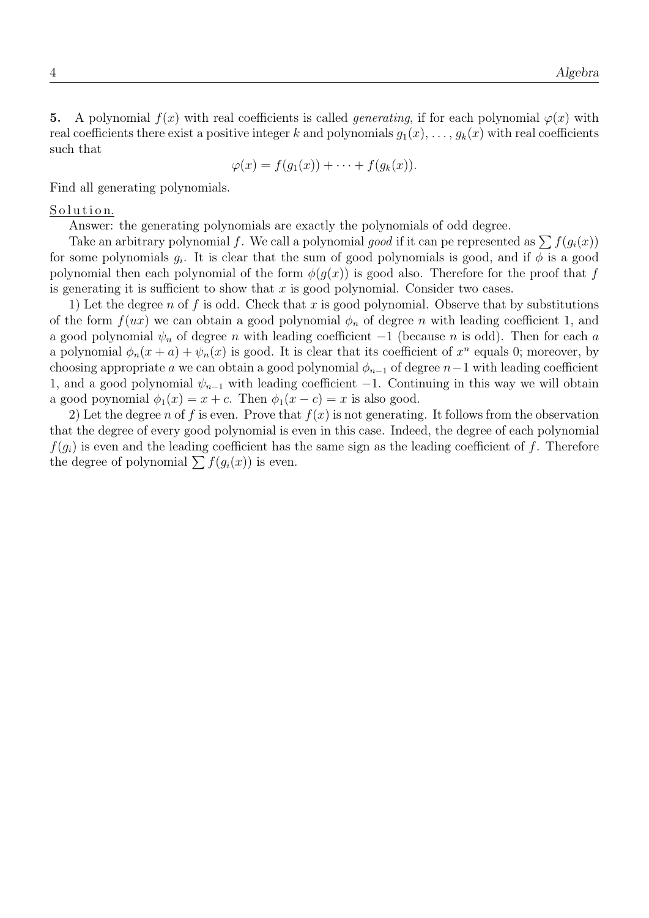**5.** A polynomial $f(x)$ with real coefficients is called *generating*, if for each polynomial $\varphi(x)$ with real coefficients there exist a positive integer $k$ and polynomials $g_1(x), \dots, g_k(x)$ with real coefficients such that

$$\varphi(x) = f(g_1(x)) + \cdots + f(g_k(x)).$$

Find all generating polynomials.

Solution.

Answer: the generating polynomials are exactly the polynomials of odd degree.

Take an arbitrary polynomial $f$. We call a polynomial *good* if it can pe represented as $\sum f(g_i(x))$ for some polynomials $g_i$. It is clear that the sum of good polynomials is good, and if $\phi$ is a good polynomial then each polynomial of the form $\phi(g(x))$ is good also. Therefore for the proof that $f$ is generating it is sufficient to show that $x$ is good polynomial. Consider two cases.

1) Let the degree $n$ of $f$ is odd. Check that $x$ is good polynomial. Observe that by substitutions of the form $f(ux)$ we can obtain a good polynomial $\phi_n$ of degree $n$ with leading coefficient 1, and a good polynomial $\psi_n$ of degree $n$ with leading coefficient $-1$ (because $n$ is odd). Then for each $a$ a polynomial $\phi_n(x+a) + \psi_n(x)$ is good. It is clear that its coefficient of $x^n$ equals 0; moreover, by choosing appropriate $a$ we can obtain a good polynomial $\phi_{n-1}$ of degree $n-1$ with leading coefficient 1, and a good polynomial $\psi_{n-1}$ with leading coefficient $-1$. Continuing in this way we will obtain a good poynomial $\phi_1(x) = x + c$. Then $\phi_1(x-c) = x$ is also good.

2) Let the degree $n$ of $f$ is even. Prove that $f(x)$ is not generating. It follows from the observation that the degree of every good polynomial is even in this case. Indeed, the degree of each polynomial $f(g_i)$ is even and the leading coefficient has the same sign as the leading coefficient of $f$. Therefore the degree of polynomial $\sum f(g_i(x))$ is even.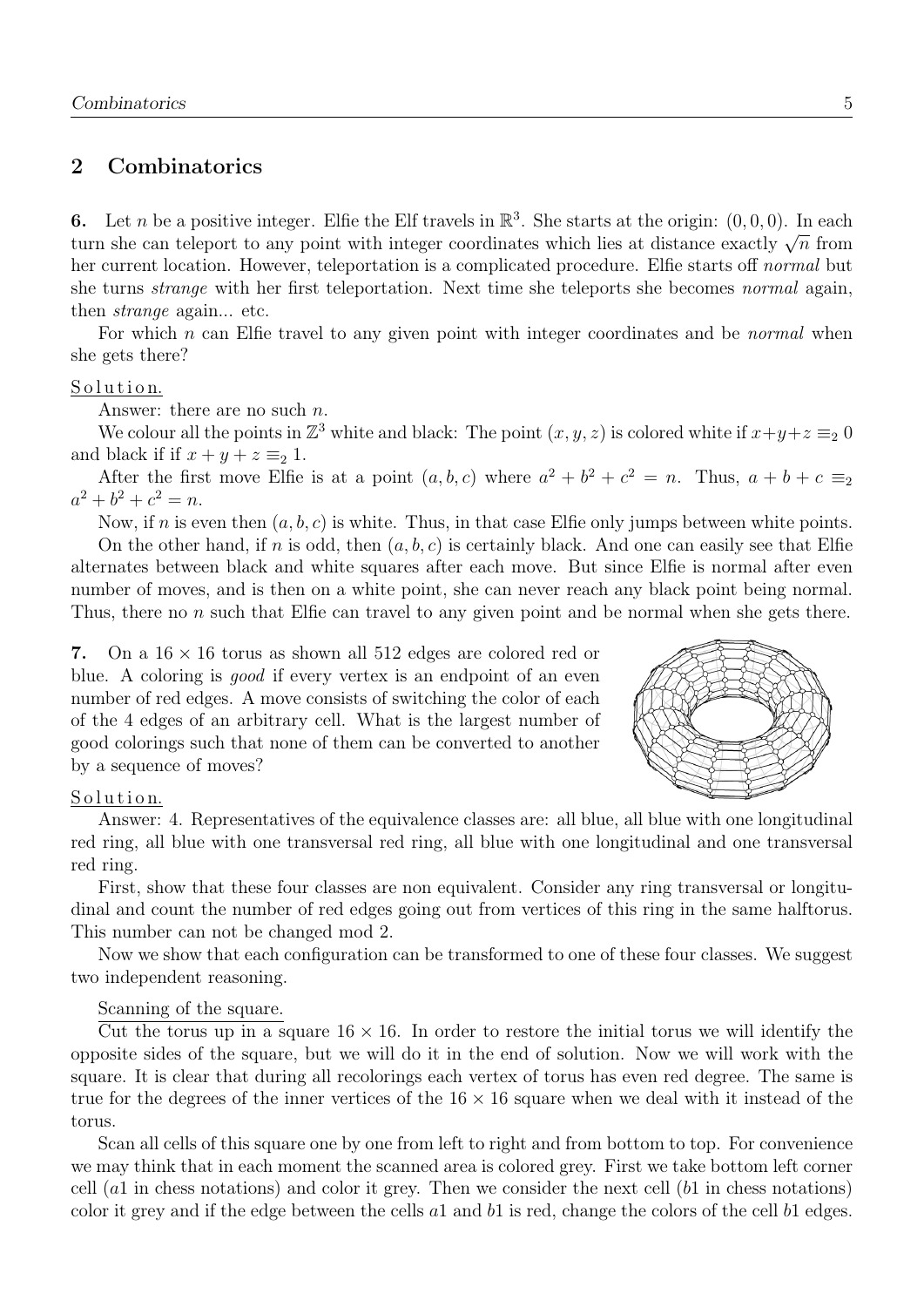## 2 Combinatorics

**6.** Let $n$ be a positive integer. Elfie the Elf travels in $\mathbb{R}^3$. She starts at the origin: $(0,0,0)$. In each turn she can teleport to any point with integer coordinates which lies at distance exactly $\sqrt{n}$ from her current location. However, teleportation is a complicated procedure. Elfie starts off *normal* but she turns *strange* with her first teleportation. Next time she teleports she becomes *normal* again, then *strange* again... etc.

For which $n$ can Elfie travel to any given point with integer coordinates and be *normal* when she gets there?

Solution.

Answer: there are no such $n$.

We colour all the points in $\mathbb{Z}^3$ white and black: The point $(x, y, z)$ is colored white if $x+y+z \equiv_2 0$ and black if if $x+y+z \equiv_2 1$.

After the first move Elfie is at a point $(a, b, c)$ where $a^2 + b^2 + c^2 = n$. Thus, $a + b + c \equiv_2 a^2 + b^2 + c^2 = n$.

Now, if $n$ is even then $(a, b, c)$ is white. Thus, in that case Elfie only jumps between white points.

On the other hand, if $n$ is odd, then $(a, b, c)$ is certainly black. And one can easily see that Elfie alternates between black and white squares after each move. But since Elfie is normal after even number of moves, and is then on a white point, she can never reach any black point being normal. Thus, there no $n$ such that Elfie can travel to any given point and be normal when she gets there.

**7.** On a $16 \times 16$ torus as shown all 512 edges are colored red or blue. A coloring is *good* if every vertex is an endpoint of an even number of red edges. A move consists of switching the color of each of the 4 edges of an arbitrary cell. What is the largest number of good colorings such that none of them can be converted to another by a sequence of moves?

Solution.

Answer: 4. Representatives of the equivalence classes are: all blue, all blue with one longitudinal red ring, all blue with one transversal red ring, all blue with one longitudinal and one transversal red ring.

First, show that these four classes are non equivalent. Consider any ring transversal or longitudinal and count the number of red edges going out from vertices of this ring in the same halftorus. This number can not be changed mod 2.

Now we show that each configuration can be transformed to one of these four classes. We suggest two independent reasoning.

Scanning of the square.

Cut the torus up in a square $16 \times 16$. In order to restore the initial torus we will identify the opposite sides of the square, but we will do it in the end of solution. Now we will work with the square. It is clear that during all recolorings each vertex of torus has even red degree. The same is true for the degrees of the inner vertices of the $16 \times 16$ square when we deal with it instead of the torus.

Scan all cells of this square one by one from left to right and from bottom to top. For convenience we may think that in each moment the scanned area is colored grey. First we take bottom left corner cell ($a1$ in chess notations) and color it grey. Then we consider the next cell ($b1$ in chess notations) color it grey and if the edge between the cells $a1$ and $b1$ is red, change the colors of the cell $b1$ edges.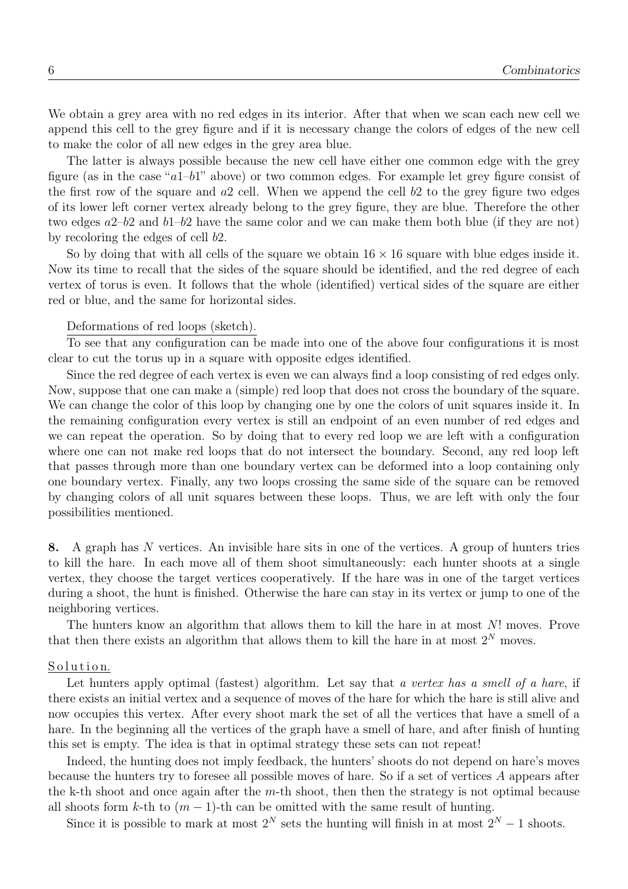We obtain a grey area with no red edges in its interior. After that when we scan each new cell we append this cell to the grey figure and if it is necessary change the colors of edges of the new cell to make the color of all new edges in the grey area blue.

The latter is always possible because the new cell have either one common edge with the grey figure (as in the case "$a1$–$b1$" above) or two common edges. For example let grey figure consist of the first row of the square and $a2$ cell. When we append the cell $b2$ to the grey figure two edges of its lower left corner vertex already belong to the grey figure, they are blue. Therefore the other two edges $a2$–$b2$ and $b1$–$b2$ have the same color and we can make them both blue (if they are not) by recoloring the edges of cell $b2$.

So by doing that with all cells of the square we obtain $16 \times 16$ square with blue edges inside it. Now its time to recall that the sides of the square should be identified, and the red degree of each vertex of torus is even. It follows that the whole (identified) vertical sides of the square are either red or blue, and the same for horizontal sides.

Deformations of red loops (sketch).

To see that any configuration can be made into one of the above four configurations it is most clear to cut the torus up in a square with opposite edges identified.

Since the red degree of each vertex is even we can always find a loop consisting of red edges only. Now, suppose that one can make a (simple) red loop that does not cross the boundary of the square. We can change the color of this loop by changing one by one the colors of unit squares inside it. In the remaining configuration every vertex is still an endpoint of an even number of red edges and we can repeat the operation. So by doing that to every red loop we are left with a configuration where one can not make red loops that do not intersect the boundary. Second, any red loop left that passes through more than one boundary vertex can be deformed into a loop containing only one boundary vertex. Finally, any two loops crossing the same side of the square can be removed by changing colors of all unit squares between these loops. Thus, we are left with only the four possibilities mentioned.

**8.** A graph has $N$ vertices. An invisible hare sits in one of the vertices. A group of hunters tries to kill the hare. In each move all of them shoot simultaneously: each hunter shoots at a single vertex, they choose the target vertices cooperatively. If the hare was in one of the target vertices during a shoot, the hunt is finished. Otherwise the hare can stay in its vertex or jump to one of the neighboring vertices.

The hunters know an algorithm that allows them to kill the hare in at most $N!$ moves. Prove that then there exists an algorithm that allows them to kill the hare in at most $2^N$ moves.

Solution.

Let hunters apply optimal (fastest) algorithm. Let say that *a vertex has a smell of a hare*, if there exists an initial vertex and a sequence of moves of the hare for which the hare is still alive and now occupies this vertex. After every shoot mark the set of all the vertices that have a smell of a hare. In the beginning all the vertices of the graph have a smell of hare, and after finish of hunting this set is empty. The idea is that in optimal strategy these sets can not repeat!

Indeed, the hunting does not imply feedback, the hunters' shoots do not depend on hare's moves because the hunters try to foresee all possible moves of hare. So if a set of vertices $A$ appears after the k-th shoot and once again after the $m$-th shoot, then then the strategy is not optimal because all shoots form $k$-th to $(m-1)$-th can be omitted with the same result of hunting.

Since it is possible to mark at most $2^N$ sets the hunting will finish in at most $2^N - 1$ shoots.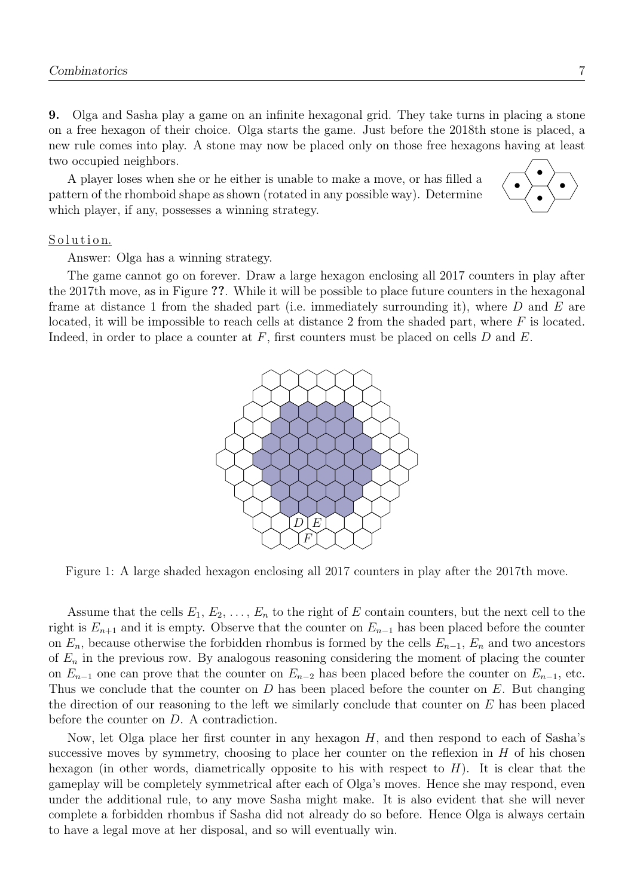**9.** Olga and Sasha play a game on an infinite hexagonal grid. They take turns in placing a stone on a free hexagon of their choice. Olga starts the game. Just before the 2018th stone is placed, a new rule comes into play. A stone may now be placed only on those free hexagons having at least two occupied neighbors.

A player loses when she or he either is unable to make a move, or has filled a pattern of the rhomboid shape as shown (rotated in any possible way). Determine which player, if any, possesses a winning strategy.

Solution.

Answer: Olga has a winning strategy.

The game cannot go on forever. Draw a large hexagon enclosing all 2017 counters in play after the 2017th move, as in Figure **??**. While it will be possible to place future counters in the hexagonal frame at distance 1 from the shaded part (i.e. immediately surrounding it), where $D$ and $E$ are located, it will be impossible to reach cells at distance 2 from the shaded part, where $F$ is located. Indeed, in order to place a counter at $F$, first counters must be placed on cells $D$ and $E$.

Figure 1: A large shaded hexagon enclosing all 2017 counters in play after the 2017th move.

Assume that the cells $E_1, E_2, \ldots, E_n$ to the right of $E$ contain counters, but the next cell to the right is $E_{n+1}$ and it is empty. Observe that the counter on $E_{n-1}$ has been placed before the counter on $E_n$, because otherwise the forbidden rhombus is formed by the cells $E_{n-1}$, $E_n$ and two ancestors of $E_n$ in the previous row. By analogous reasoning considering the moment of placing the counter on $E_{n-1}$ one can prove that the counter on $E_{n-2}$ has been placed before the counter on $E_{n-1}$, etc. Thus we conclude that the counter on $D$ has been placed before the counter on $E$. But changing the direction of our reasoning to the left we similarly conclude that counter on $E$ has been placed before the counter on $D$. A contradiction.

Now, let Olga place her first counter in any hexagon $H$, and then respond to each of Sasha's successive moves by symmetry, choosing to place her counter on the reflexion in $H$ of his chosen hexagon (in other words, diametrically opposite to his with respect to $H$). It is clear that the gameplay will be completely symmetrical after each of Olga's moves. Hence she may respond, even under the additional rule, to any move Sasha might make. It is also evident that she will never complete a forbidden rhombus if Sasha did not already do so before. Hence Olga is always certain to have a legal move at her disposal, and so will eventually win.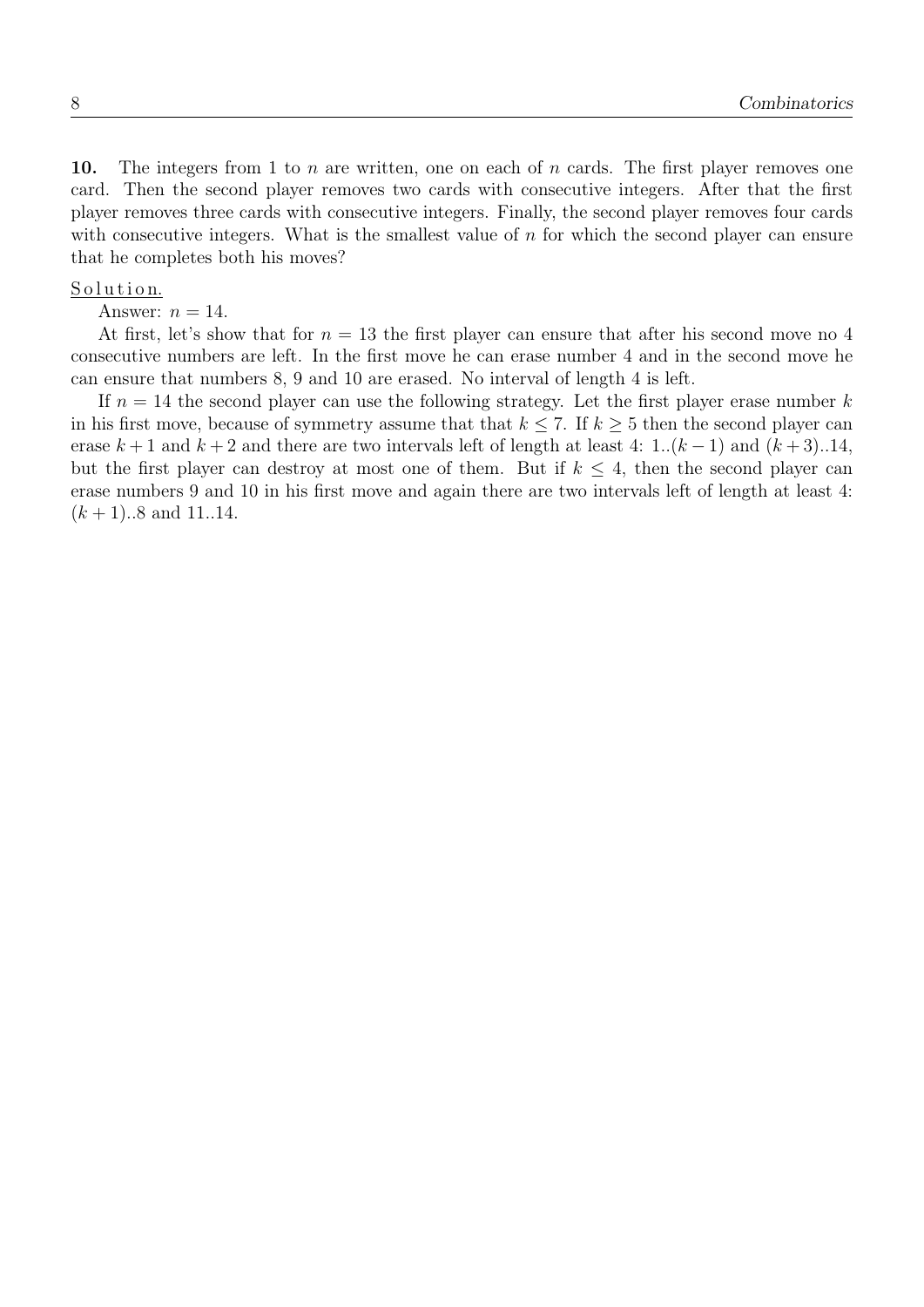**10.** The integers from 1 to $n$ are written, one on each of $n$ cards. The first player removes one card. Then the second player removes two cards with consecutive integers. After that the first player removes three cards with consecutive integers. Finally, the second player removes four cards with consecutive integers. What is the smallest value of $n$ for which the second player can ensure that he completes both his moves?

Solution.

Answer: $n = 14$.

At first, let's show that for $n = 13$ the first player can ensure that after his second move no 4 consecutive numbers are left. In the first move he can erase number 4 and in the second move he can ensure that numbers 8, 9 and 10 are erased. No interval of length 4 is left.

If $n = 14$ the second player can use the following strategy. Let the first player erase number $k$ in his first move, because of symmetry assume that that $k \leq 7$. If $k \geq 5$ then the second player can erase $k+1$ and $k+2$ and there are two intervals left of length at least 4: $1..(k-1)$ and $(k+3)..14$, but the first player can destroy at most one of them. But if $k \leq 4$, then the second player can erase numbers 9 and 10 in his first move and again there are two intervals left of length at least 4: $(k+1)..8$ and $11..14$.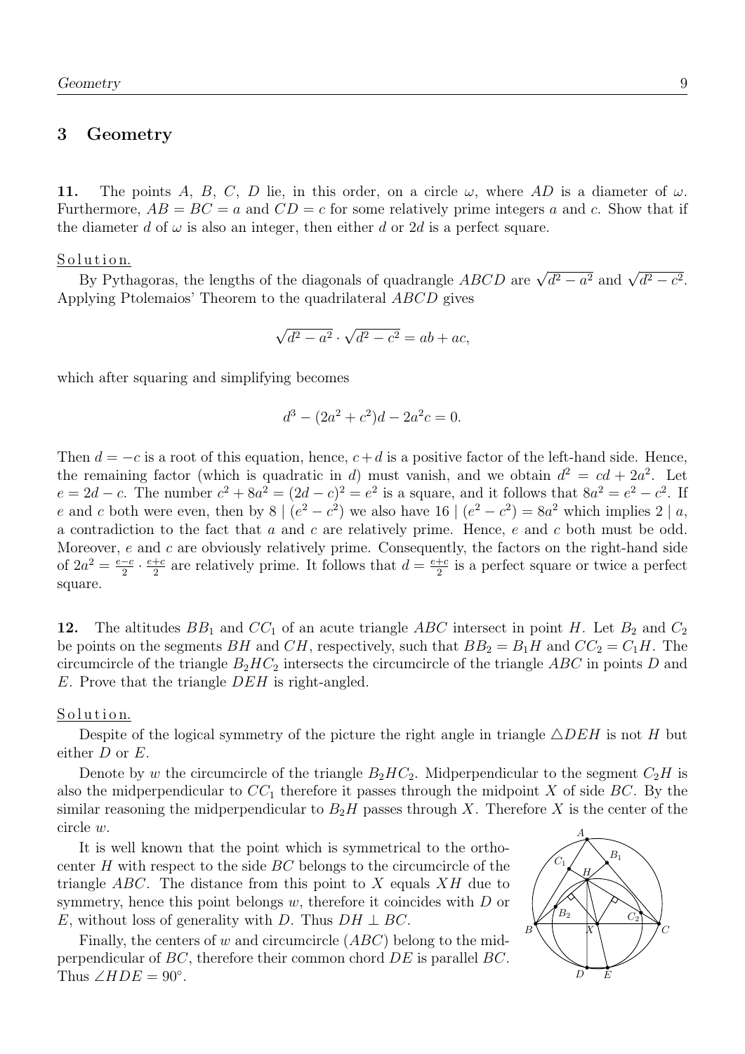## 3 Geometry

**11.** The points $A$, $B$, $C$, $D$ lie, in this order, on a circle $\omega$, where $AD$ is a diameter of $\omega$. Furthermore, $AB = BC = a$ and $CD = c$ for some relatively prime integers $a$ and $c$. Show that if the diameter $d$ of $\omega$ is also an integer, then either $d$ or $2d$ is a perfect square.

Solution.

By Pythagoras, the lengths of the diagonals of quadrangle $ABCD$ are $\sqrt{d^2 - a^2}$ and $\sqrt{d^2 - c^2}$. Applying Ptolemaios' Theorem to the quadrilateral $ABCD$ gives

$$\sqrt{d^2 - a^2} \cdot \sqrt{d^2 - c^2} = ab + ac,$$

which after squaring and simplifying becomes

$$d^3 - (2a^2 + c^2)d - 2a^2c = 0.$$

Then $d = -c$ is a root of this equation, hence, $c + d$ is a positive factor of the left-hand side. Hence, the remaining factor (which is quadratic in $d$) must vanish, and we obtain $d^2 = cd + 2a^2$. Let $e = 2d - c$. The number $c^2 + 8a^2 = (2d - c)^2 = e^2$ is a square, and it follows that $8a^2 = e^2 - c^2$. If $e$ and $c$ both were even, then by $8 \mid (e^2 - c^2)$ we also have $16 \mid (e^2 - c^2) = 8a^2$ which implies $2 \mid a$, a contradiction to the fact that $a$ and $c$ are relatively prime. Hence, $e$ and $c$ both must be odd. Moreover, $e$ and $c$ are obviously relatively prime. Consequently, the factors on the right-hand side of $2a^2 = \frac{e-c}{2} \cdot \frac{e+c}{2}$ are relatively prime. It follows that $d = \frac{e+c}{2}$ is a perfect square or twice a perfect square.

**12.** The altitudes $BB_1$ and $CC_1$ of an acute triangle $ABC$ intersect in point $H$. Let $B_2$ and $C_2$ be points on the segments $BH$ and $CH$, respectively, such that $BB_2 = B_1H$ and $CC_2 = C_1H$. The circumcircle of the triangle $B_2HC_2$ intersects the circumcircle of the triangle $ABC$ in points $D$ and $E$. Prove that the triangle $DEH$ is right-angled.

Solution.

Despite of the logical symmetry of the picture the right angle in triangle $\triangle DEH$ is not $H$ but either $D$ or $E$.

Denote by $w$ the circumcircle of the triangle $B_2HC_2$. Midperpendicular to the segment $C_2H$ is also the midperpendicular to $CC_1$ therefore it passes through the midpoint $X$ of side $BC$. By the similar reasoning the midperpendicular to $B_2H$ passes through $X$. Therefore $X$ is the center of the circle $w$.

It is well known that the point which is symmetrical to the orthocenter $H$ with respect to the side $BC$ belongs to the circumcircle of the triangle $ABC$. The distance from this point to $X$ equals $XH$ due to symmetry, hence this point belongs $w$, therefore it coincides with $D$ or $E$, without loss of generality with $D$. Thus $DH \perp BC$.

Finally, the centers of $w$ and circumcircle $(ABC)$ belong to the midperpendicular of $BC$, therefore their common chord $DE$ is parallel $BC$. Thus $\angle HDE = 90^\circ$.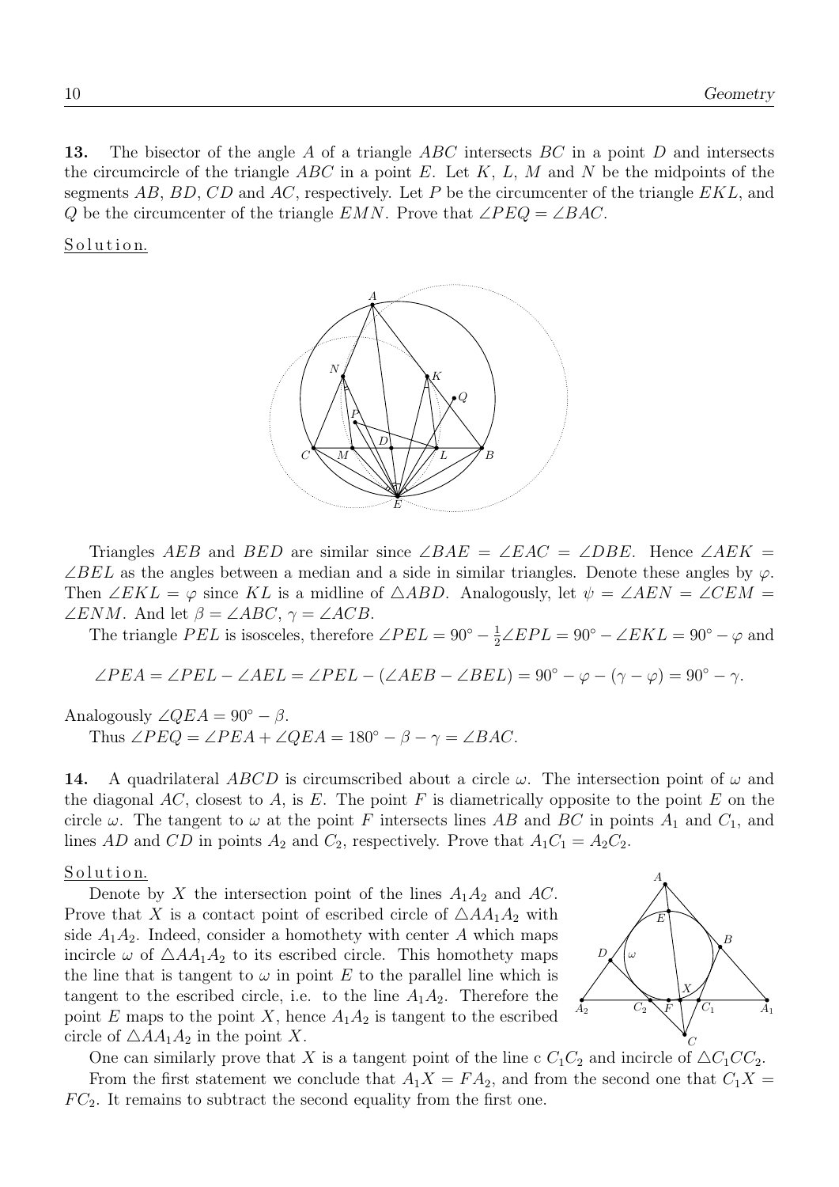**13.** The bisector of the angle $A$ of a triangle $ABC$ intersects $BC$ in a point $D$ and intersects the circumcircle of the triangle $ABC$ in a point $E$. Let $K$, $L$, $M$ and $N$ be the midpoints of the segments $AB$, $BD$, $CD$ and $AC$, respectively. Let $P$ be the circumcenter of the triangle $EKL$, and $Q$ be the circumcenter of the triangle $EMN$. Prove that $\angle PEQ = \angle BAC$.

Solution.

Triangles $AEB$ and $BED$ are similar since $\angle BAE = \angle EAC = \angle DBE$. Hence $\angle AEK = \angle BEL$ as the angles between a median and a side in similar triangles. Denote these angles by $\varphi$. Then $\angle EKL = \varphi$ since $KL$ is a midline of $\triangle ABD$. Analogously, let $\psi = \angle AEN = \angle CEM = \angle ENM$. And let $\beta = \angle ABC$, $\gamma = \angle ACB$.

The triangle $PEL$ is isosceles, therefore $\angle PEL = 90^\circ - \frac{1}{2}\angle EPL = 90^\circ - \angle EKL = 90^\circ - \varphi$ and

$$\angle PEA = \angle PEL - \angle AEL = \angle PEL - (\angle AEB - \angle BEL) = 90^\circ - \varphi - (\gamma - \varphi) = 90^\circ - \gamma.$$

Analogously $\angle QEA = 90^\circ - \beta$.

Thus $\angle PEQ = \angle PEA + \angle QEA = 180^\circ - \beta - \gamma = \angle BAC$.

**14.** A quadrilateral $ABCD$ is circumscribed about a circle $\omega$. The intersection point of $\omega$ and the diagonal $AC$, closest to $A$, is $E$. The point $F$ is diametrically opposite to the point $E$ on the circle $\omega$. The tangent to $\omega$ at the point $F$ intersects lines $AB$ and $BC$ in points $A_1$ and $C_1$, and lines $AD$ and $CD$ in points $A_2$ and $C_2$, respectively. Prove that $A_1C_1 = A_2C_2$.

Solution.

Denote by $X$ the intersection point of the lines $A_1A_2$ and $AC$. Prove that $X$ is a contact point of escribed circle of $\triangle AA_1A_2$ with side $A_1A_2$. Indeed, consider a homothety with center $A$ which maps incircle $\omega$ of $\triangle AA_1A_2$ to its escribed circle. This homothety maps the line that is tangent to $\omega$ in point $E$ to the parallel line which is tangent to the escribed circle, i.e. to the line $A_1A_2$. Therefore the point $E$ maps to the point $X$, hence $A_1A_2$ is tangent to the escribed circle of $\triangle AA_1A_2$ in the point $X$.

One can similarly prove that $X$ is a tangent point of the line c $C_1C_2$ and incircle of $\triangle C_1CC_2$.

From the first statement we conclude that $A_1X = FA_2$, and from the second one that $C_1X = FC_2$. It remains to subtract the second equality from the first one.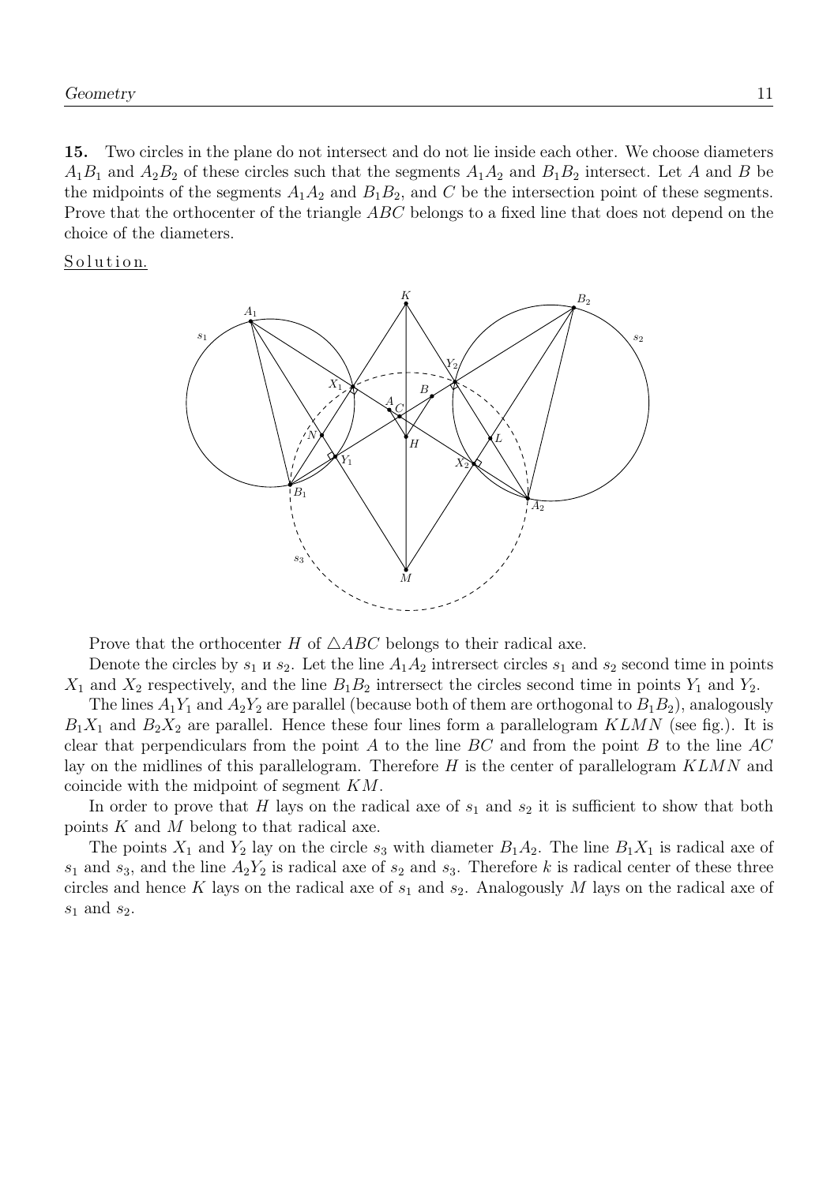**15.** Two circles in the plane do not intersect and do not lie inside each other. We choose diameters $A_1B_1$ and $A_2B_2$ of these circles such that the segments $A_1A_2$ and $B_1B_2$ intersect. Let $A$ and $B$ be the midpoints of the segments $A_1A_2$ and $B_1B_2$, and $C$ be the intersection point of these segments. Prove that the orthocenter of the triangle $ABC$ belongs to a fixed line that does not depend on the choice of the diameters.

Solution.

Prove that the orthocenter $H$ of $\triangle ABC$ belongs to their radical axe.

Denote the circles by $s_1$ и $s_2$. Let the line $A_1A_2$ intrersect circles $s_1$ and $s_2$ second time in points $X_1$ and $X_2$ respectively, and the line $B_1B_2$ intrersect the circles second time in points $Y_1$ and $Y_2$.

The lines $A_1Y_1$ and $A_2Y_2$ are parallel (because both of them are orthogonal to $B_1B_2$), analogously $B_1X_1$ and $B_2X_2$ are parallel. Hence these four lines form a parallelogram $KLMN$ (see fig.). It is clear that perpendiculars from the point $A$ to the line $BC$ and from the point $B$ to the line $AC$ lay on the midlines of this parallelogram. Therefore $H$ is the center of parallelogram $KLMN$ and coincide with the midpoint of segment $KM$.

In order to prove that $H$ lays on the radical axe of $s_1$ and $s_2$ it is sufficient to show that both points $K$ and $M$ belong to that radical axe.

The points $X_1$ and $Y_2$ lay on the circle $s_3$ with diameter $B_1A_2$. The line $B_1X_1$ is radical axe of $s_1$ and $s_3$, and the line $A_2Y_2$ is radical axe of $s_2$ and $s_3$. Therefore $k$ is radical center of these three circles and hence $K$ lays on the radical axe of $s_1$ and $s_2$. Analogously $M$ lays on the radical axe of $s_1$ and $s_2$.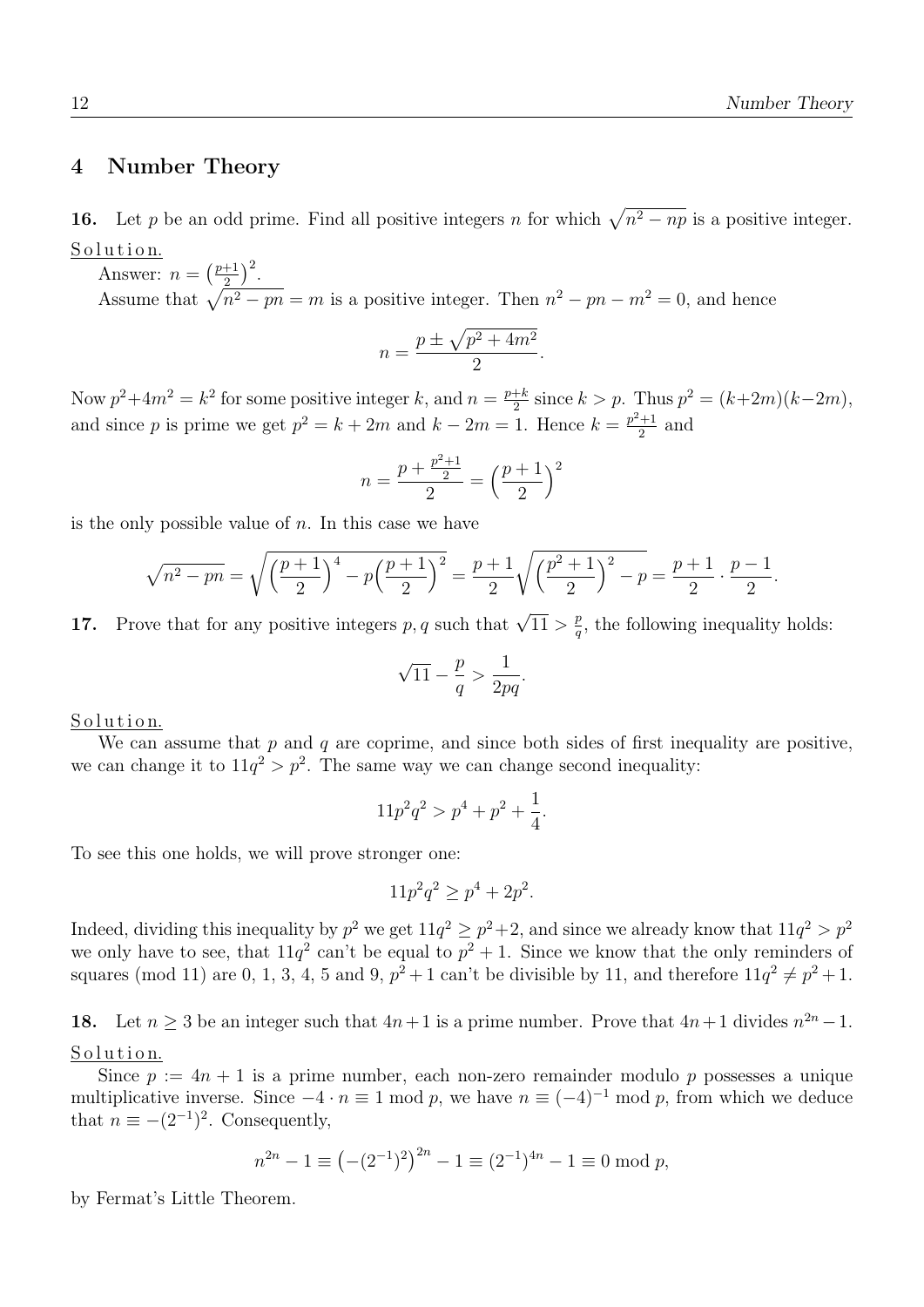## 4 Number Theory

**16.** Let $p$ be an odd prime. Find all positive integers $n$ for which $\sqrt{n^2 - np}$ is a positive integer.

Solution.

Answer: $n = \left(\frac{p+1}{2}\right)^2$.

Assume that $\sqrt{n^2 - pn} = m$ is a positive integer. Then $n^2 - pn - m^2 = 0$, and hence

$$n = \frac{p \pm \sqrt{p^2 + 4m^2}}{2}.$$

Now $p^2 + 4m^2 = k^2$ for some positive integer $k$, and $n = \frac{p+k}{2}$ since $k > p$. Thus $p^2 = (k+2m)(k-2m)$, and since $p$ is prime we get $p^2 = k + 2m$ and $k - 2m = 1$. Hence $k = \frac{p^2+1}{2}$ and

$$n = \frac{p + \frac{p^2+1}{2}}{2} = \left(\frac{p+1}{2}\right)^2$$

is the only possible value of $n$. In this case we have

$$\sqrt{n^2 - pn} = \sqrt{\left(\frac{p+1}{2}\right)^4 - p\left(\frac{p+1}{2}\right)^2} = \frac{p+1}{2}\sqrt{\left(\frac{p^2+1}{2}\right)^2 - p} = \frac{p+1}{2} \cdot \frac{p-1}{2}.$$

**17.** Prove that for any positive integers $p, q$ such that $\sqrt{11} > \frac{p}{q}$, the following inequality holds:

$$\sqrt{11} - \frac{p}{q} > \frac{1}{2pq}.$$

Solution.

We can assume that $p$ and $q$ are coprime, and since both sides of first inequality are positive, we can change it to $11q^2 > p^2$. The same way we can change second inequality:

$$11p^2q^2 > p^4 + p^2 + \frac{1}{4}.$$

To see this one holds, we will prove stronger one:

$$11p^2q^2 \geq p^4 + 2p^2.$$

Indeed, dividing this inequality by $p^2$ we get $11q^2 \geq p^2 + 2$, and since we already know that $11q^2 > p^2$ we only have to see, that $11q^2$ can't be equal to $p^2 + 1$. Since we know that the only reminders of squares (mod 11) are 0, 1, 3, 4, 5 and 9, $p^2 + 1$ can't be divisible by 11, and therefore $11q^2 \neq p^2 + 1$.

**18.** Let $n \geq 3$ be an integer such that $4n+1$ is a prime number. Prove that $4n+1$ divides $n^{2n} - 1$.

Solution.

Since $p := 4n + 1$ is a prime number, each non-zero remainder modulo $p$ possesses a unique multiplicative inverse. Since $-4 \cdot n \equiv 1 \bmod p$, we have $n \equiv (-4)^{-1} \bmod p$, from which we deduce that $n \equiv -(2^{-1})^2$. Consequently,

$$n^{2n} - 1 \equiv \left(-(2^{-1})^2\right)^{2n} - 1 \equiv (2^{-1})^{4n} - 1 \equiv 0 \bmod p,$$

by Fermat's Little Theorem.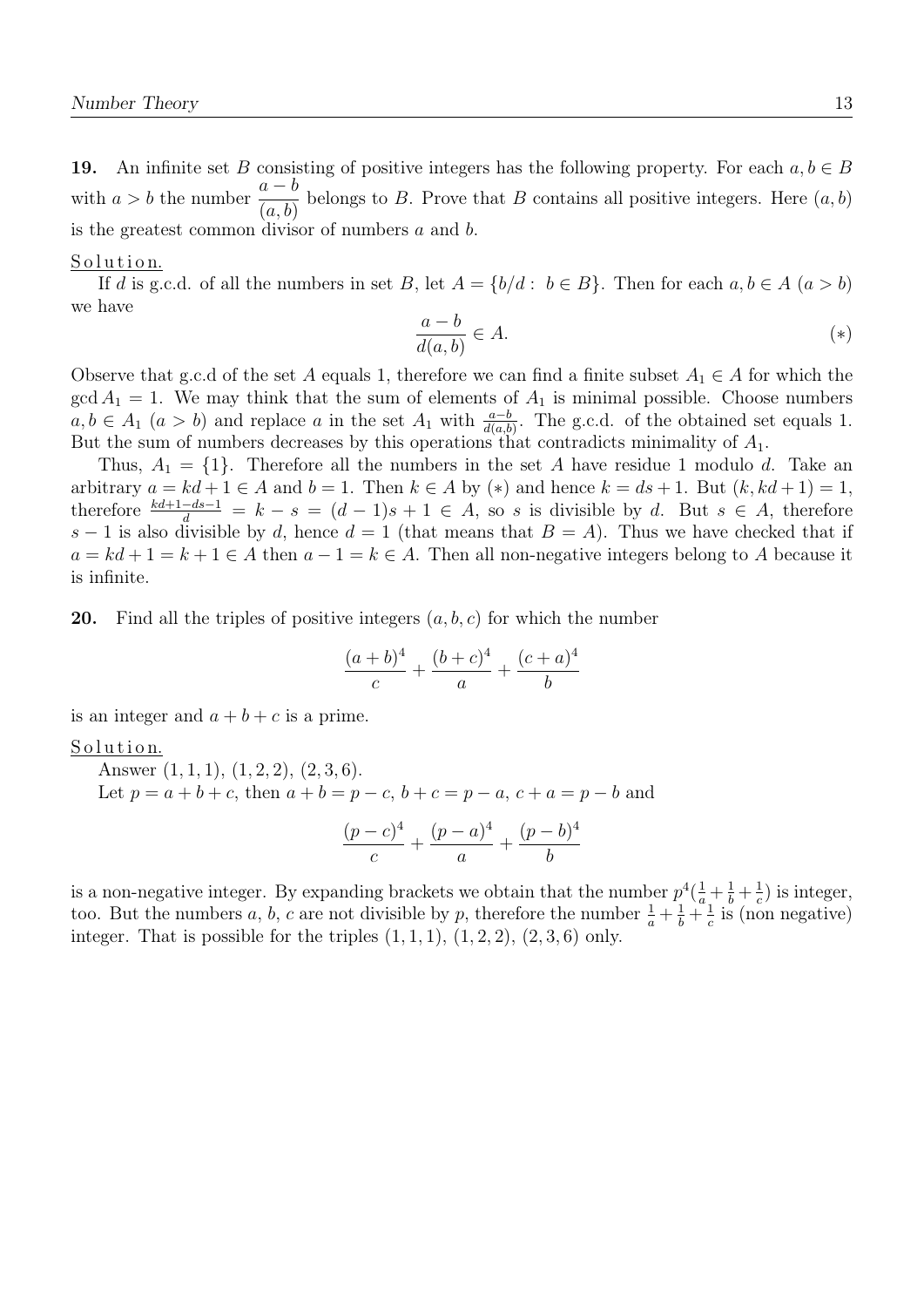**19.** An infinite set $B$ consisting of positive integers has the following property. For each $a, b \in B$ with $a > b$ the number $\dfrac{a-b}{(a,b)}$ belongs to $B$. Prove that $B$ contains all positive integers. Here $(a, b)$ is the greatest common divisor of numbers $a$ and $b$.

Solution.

If $d$ is g.c.d. of all the numbers in set $B$, let $A = \{b/d : b \in B\}$. Then for each $a, b \in A$ $(a > b)$ we have

$$\frac{a-b}{d(a,b)} \in A. \qquad (*)$$

Observe that g.c.d of the set $A$ equals 1, therefore we can find a finite subset $A_1 \in A$ for which the $\gcd A_1 = 1$. We may think that the sum of elements of $A_1$ is minimal possible. Choose numbers $a, b \in A_1$ $(a > b)$ and replace $a$ in the set $A_1$ with $\frac{a-b}{d(a,b)}$. The g.c.d. of the obtained set equals 1. But the sum of numbers decreases by this operations that contradicts minimality of $A_1$.

Thus, $A_1 = \{1\}$. Therefore all the numbers in the set $A$ have residue 1 modulo $d$. Take an arbitrary $a = kd + 1 \in A$ and $b = 1$. Then $k \in A$ by $(*)$ and hence $k = ds + 1$. But $(k, kd + 1) = 1$, therefore $\frac{kd+1-ds-1}{d} = k - s = (d-1)s + 1 \in A$, so $s$ is divisible by $d$. But $s \in A$, therefore $s - 1$ is also divisible by $d$, hence $d = 1$ (that means that $B = A$). Thus we have checked that if $a = kd + 1 = k + 1 \in A$ then $a - 1 = k \in A$. Then all non-negative integers belong to $A$ because it is infinite.

**20.** Find all the triples of positive integers $(a, b, c)$ for which the number

$$\frac{(a+b)^4}{c} + \frac{(b+c)^4}{a} + \frac{(c+a)^4}{b}$$

is an integer and $a + b + c$ is a prime.

Solution.

Answer $(1, 1, 1)$, $(1, 2, 2)$, $(2, 3, 6)$.

Let $p = a + b + c$, then $a + b = p - c$, $b + c = p - a$, $c + a = p - b$ and

$$\frac{(p-c)^4}{c} + \frac{(p-a)^4}{a} + \frac{(p-b)^4}{b}$$

is a non-negative integer. By expanding brackets we obtain that the number $p^4(\frac{1}{a} + \frac{1}{b} + \frac{1}{c})$ is integer, too. But the numbers $a$, $b$, $c$ are not divisible by $p$, therefore the number $\frac{1}{a} + \frac{1}{b} + \frac{1}{c}$ is (non negative) integer. That is possible for the triples $(1, 1, 1)$, $(1, 2, 2)$, $(2, 3, 6)$ only.